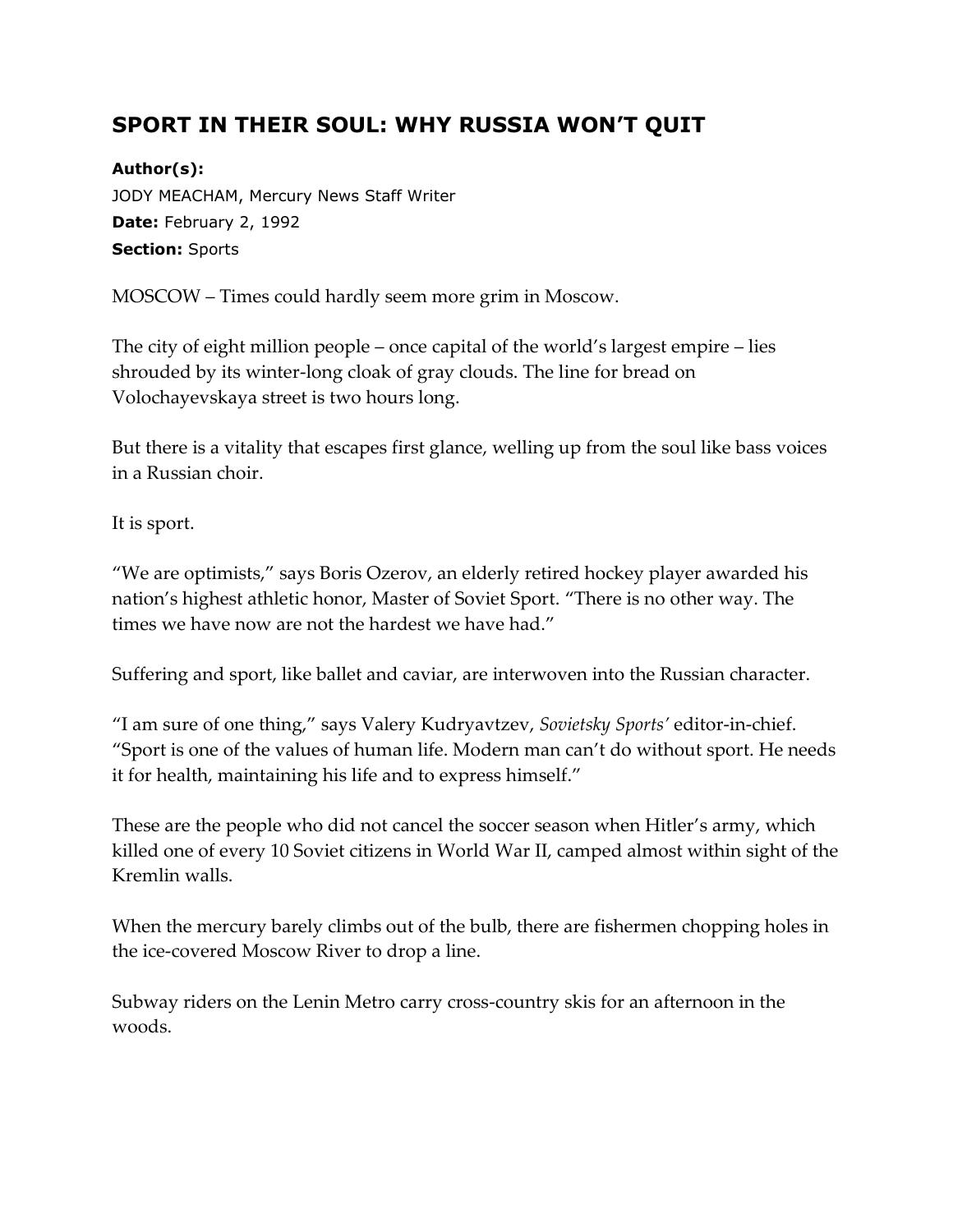# SPORT IN THEIR SOUL: WHY RUSSIA WON'T QUIT

**Author(s):**
JODY MEACHAM, Mercury News Staff Writer
**Date:** February 2, 1992
**Section:** Sports

MOSCOW – Times could hardly seem more grim in Moscow.

The city of eight million people – once capital of the world's largest empire – lies shrouded by its winter-long cloak of gray clouds. The line for bread on Volochayevskaya street is two hours long.

But there is a vitality that escapes first glance, welling up from the soul like bass voices in a Russian choir.

It is sport.

"We are optimists," says Boris Ozerov, an elderly retired hockey player awarded his nation's highest athletic honor, Master of Soviet Sport. "There is no other way. The times we have now are not the hardest we have had."

Suffering and sport, like ballet and caviar, are interwoven into the Russian character.

"I am sure of one thing," says Valery Kudryavtzev, *Sovietsky Sports'* editor-in-chief. "Sport is one of the values of human life. Modern man can't do without sport. He needs it for health, maintaining his life and to express himself."

These are the people who did not cancel the soccer season when Hitler's army, which killed one of every 10 Soviet citizens in World War II, camped almost within sight of the Kremlin walls.

When the mercury barely climbs out of the bulb, there are fishermen chopping holes in the ice-covered Moscow River to drop a line.

Subway riders on the Lenin Metro carry cross-country skis for an afternoon in the woods.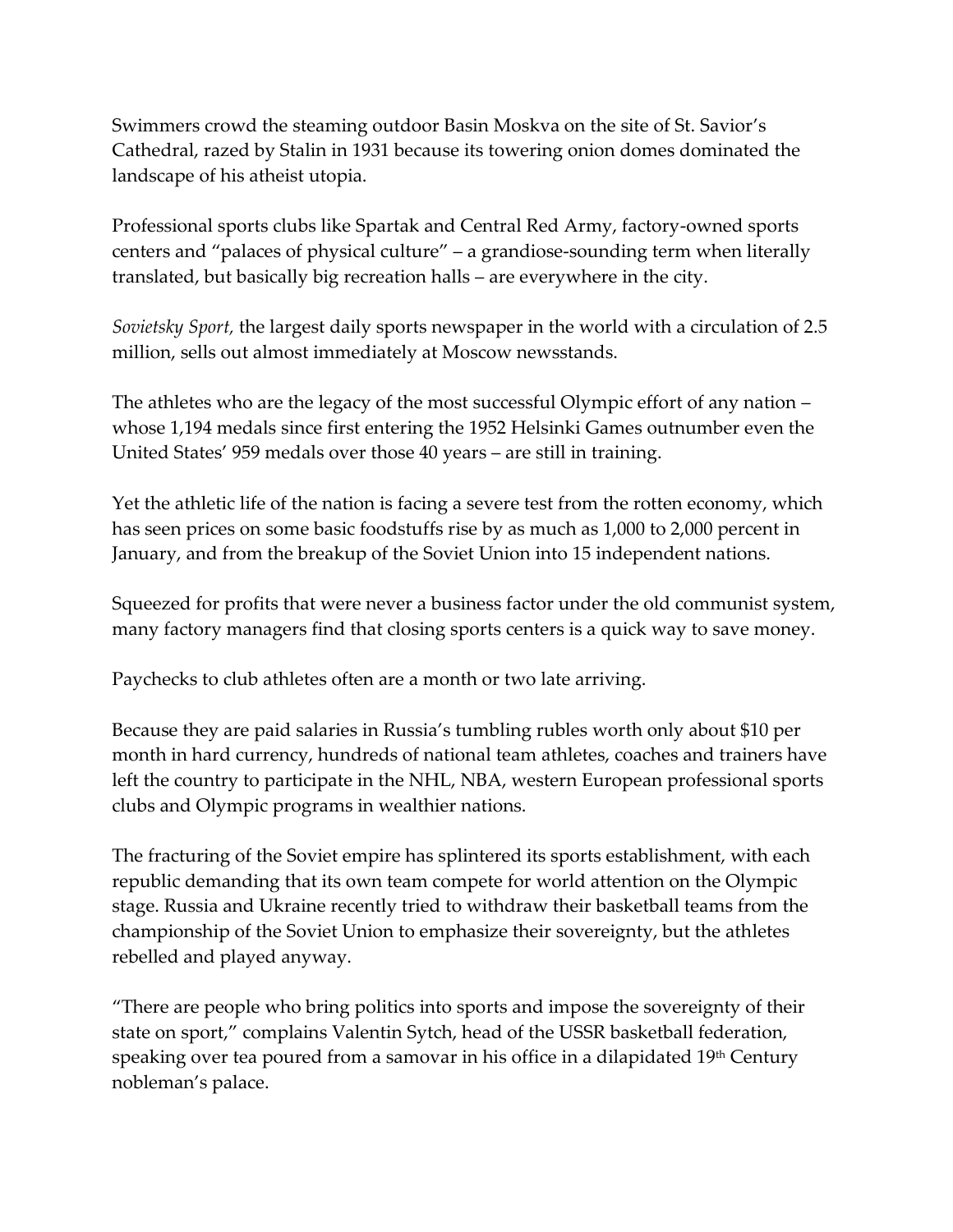Swimmers crowd the steaming outdoor Basin Moskva on the site of St. Savior's Cathedral, razed by Stalin in 1931 because its towering onion domes dominated the landscape of his atheist utopia.

Professional sports clubs like Spartak and Central Red Army, factory-owned sports centers and "palaces of physical culture" – a grandiose-sounding term when literally translated, but basically big recreation halls – are everywhere in the city.

*Sovietsky Sport,* the largest daily sports newspaper in the world with a circulation of 2.5 million, sells out almost immediately at Moscow newsstands.

The athletes who are the legacy of the most successful Olympic effort of any nation – whose 1,194 medals since first entering the 1952 Helsinki Games outnumber even the United States' 959 medals over those 40 years – are still in training.

Yet the athletic life of the nation is facing a severe test from the rotten economy, which has seen prices on some basic foodstuffs rise by as much as 1,000 to 2,000 percent in January, and from the breakup of the Soviet Union into 15 independent nations.

Squeezed for profits that were never a business factor under the old communist system, many factory managers find that closing sports centers is a quick way to save money.

Paychecks to club athletes often are a month or two late arriving.

Because they are paid salaries in Russia's tumbling rubles worth only about $10 per month in hard currency, hundreds of national team athletes, coaches and trainers have left the country to participate in the NHL, NBA, western European professional sports clubs and Olympic programs in wealthier nations.

The fracturing of the Soviet empire has splintered its sports establishment, with each republic demanding that its own team compete for world attention on the Olympic stage. Russia and Ukraine recently tried to withdraw their basketball teams from the championship of the Soviet Union to emphasize their sovereignty, but the athletes rebelled and played anyway.

"There are people who bring politics into sports and impose the sovereignty of their state on sport," complains Valentin Sytch, head of the USSR basketball federation, speaking over tea poured from a samovar in his office in a dilapidated 19th Century nobleman's palace.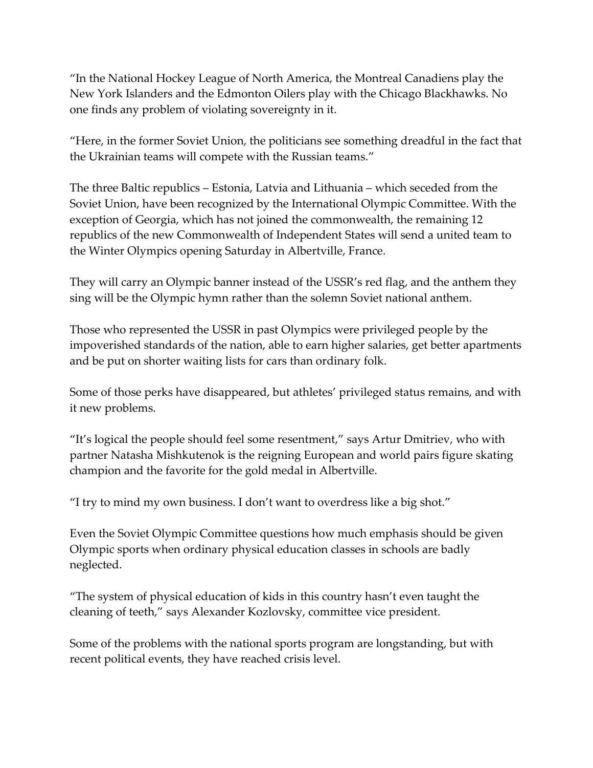"In the National Hockey League of North America, the Montreal Canadiens play the New York Islanders and the Edmonton Oilers play with the Chicago Blackhawks. No one finds any problem of violating sovereignty in it.

"Here, in the former Soviet Union, the politicians see something dreadful in the fact that the Ukrainian teams will compete with the Russian teams."

The three Baltic republics – Estonia, Latvia and Lithuania – which seceded from the Soviet Union, have been recognized by the International Olympic Committee. With the exception of Georgia, which has not joined the commonwealth, the remaining 12 republics of the new Commonwealth of Independent States will send a united team to the Winter Olympics opening Saturday in Albertville, France.

They will carry an Olympic banner instead of the USSR's red flag, and the anthem they sing will be the Olympic hymn rather than the solemn Soviet national anthem.

Those who represented the USSR in past Olympics were privileged people by the impoverished standards of the nation, able to earn higher salaries, get better apartments and be put on shorter waiting lists for cars than ordinary folk.

Some of those perks have disappeared, but athletes' privileged status remains, and with it new problems.

"It's logical the people should feel some resentment," says Artur Dmitriev, who with partner Natasha Mishkutenok is the reigning European and world pairs figure skating champion and the favorite for the gold medal in Albertville.

"I try to mind my own business. I don't want to overdress like a big shot."

Even the Soviet Olympic Committee questions how much emphasis should be given Olympic sports when ordinary physical education classes in schools are badly neglected.

"The system of physical education of kids in this country hasn't even taught the cleaning of teeth," says Alexander Kozlovsky, committee vice president.

Some of the problems with the national sports program are longstanding, but with recent political events, they have reached crisis level.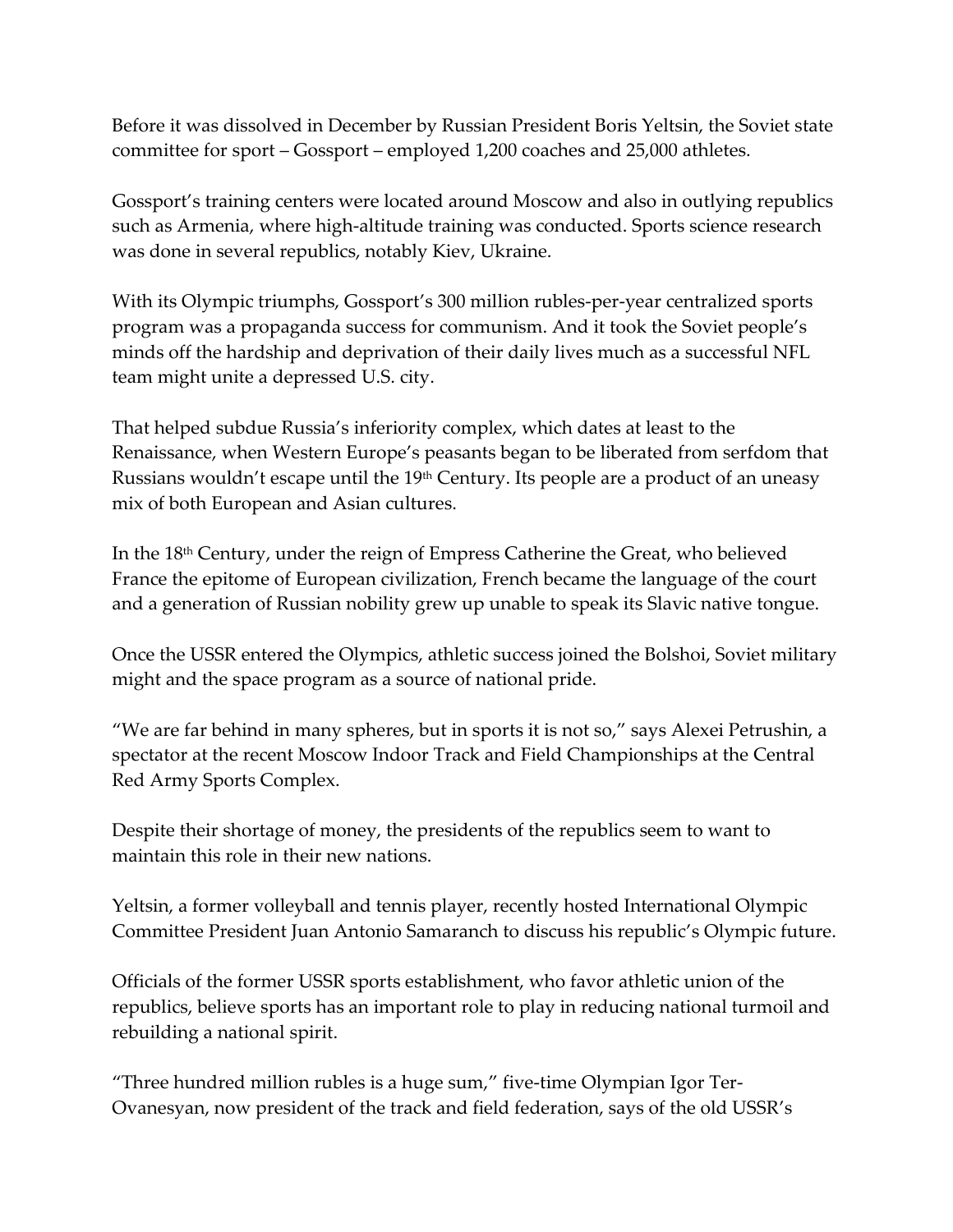Before it was dissolved in December by Russian President Boris Yeltsin, the Soviet state committee for sport – Gossport – employed 1,200 coaches and 25,000 athletes.

Gossport's training centers were located around Moscow and also in outlying republics such as Armenia, where high-altitude training was conducted. Sports science research was done in several republics, notably Kiev, Ukraine.

With its Olympic triumphs, Gossport's 300 million rubles-per-year centralized sports program was a propaganda success for communism. And it took the Soviet people's minds off the hardship and deprivation of their daily lives much as a successful NFL team might unite a depressed U.S. city.

That helped subdue Russia's inferiority complex, which dates at least to the Renaissance, when Western Europe's peasants began to be liberated from serfdom that Russians wouldn't escape until the 19th Century. Its people are a product of an uneasy mix of both European and Asian cultures.

In the 18th Century, under the reign of Empress Catherine the Great, who believed France the epitome of European civilization, French became the language of the court and a generation of Russian nobility grew up unable to speak its Slavic native tongue.

Once the USSR entered the Olympics, athletic success joined the Bolshoi, Soviet military might and the space program as a source of national pride.

"We are far behind in many spheres, but in sports it is not so," says Alexei Petrushin, a spectator at the recent Moscow Indoor Track and Field Championships at the Central Red Army Sports Complex.

Despite their shortage of money, the presidents of the republics seem to want to maintain this role in their new nations.

Yeltsin, a former volleyball and tennis player, recently hosted International Olympic Committee President Juan Antonio Samaranch to discuss his republic's Olympic future.

Officials of the former USSR sports establishment, who favor athletic union of the republics, believe sports has an important role to play in reducing national turmoil and rebuilding a national spirit.

"Three hundred million rubles is a huge sum," five-time Olympian Igor Ter-Ovanesyan, now president of the track and field federation, says of the old USSR's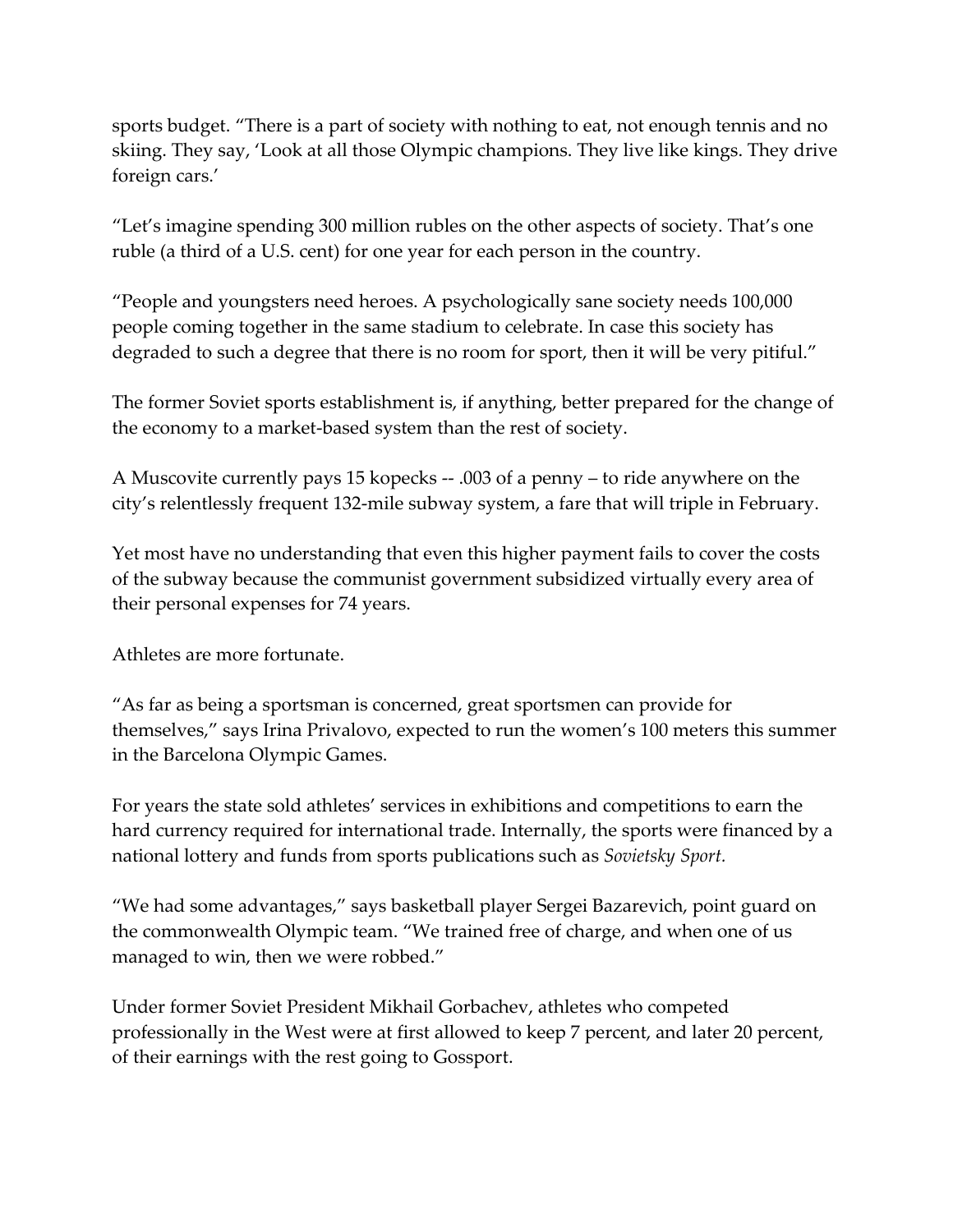sports budget. “There is a part of society with nothing to eat, not enough tennis and no skiing. They say, ‘Look at all those Olympic champions. They live like kings. They drive foreign cars.’

“Let’s imagine spending 300 million rubles on the other aspects of society. That’s one ruble (a third of a U.S. cent) for one year for each person in the country.

“People and youngsters need heroes. A psychologically sane society needs 100,000 people coming together in the same stadium to celebrate. In case this society has degraded to such a degree that there is no room for sport, then it will be very pitiful.”

The former Soviet sports establishment is, if anything, better prepared for the change of the economy to a market-based system than the rest of society.

A Muscovite currently pays 15 kopecks -- .003 of a penny – to ride anywhere on the city’s relentlessly frequent 132-mile subway system, a fare that will triple in February.

Yet most have no understanding that even this higher payment fails to cover the costs of the subway because the communist government subsidized virtually every area of their personal expenses for 74 years.

Athletes are more fortunate.

“As far as being a sportsman is concerned, great sportsmen can provide for themselves,” says Irina Privalovo, expected to run the women’s 100 meters this summer in the Barcelona Olympic Games.

For years the state sold athletes’ services in exhibitions and competitions to earn the hard currency required for international trade. Internally, the sports were financed by a national lottery and funds from sports publications such as *Sovietsky Sport.*

“We had some advantages,” says basketball player Sergei Bazarevich, point guard on the commonwealth Olympic team. “We trained free of charge, and when one of us managed to win, then we were robbed.”

Under former Soviet President Mikhail Gorbachev, athletes who competed professionally in the West were at first allowed to keep 7 percent, and later 20 percent, of their earnings with the rest going to Gossport.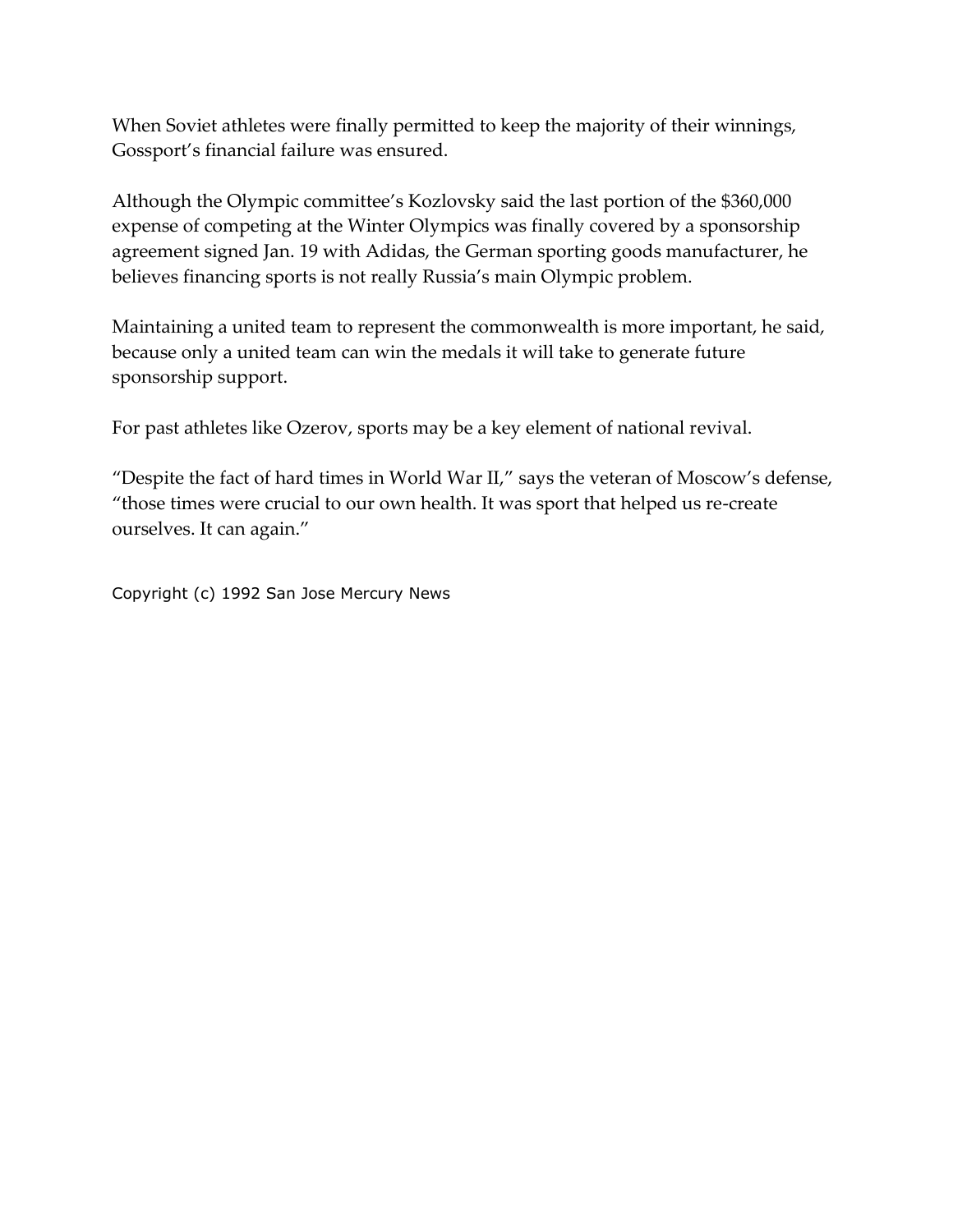When Soviet athletes were finally permitted to keep the majority of their winnings, Gossport's financial failure was ensured.

Although the Olympic committee's Kozlovsky said the last portion of the $360,000 expense of competing at the Winter Olympics was finally covered by a sponsorship agreement signed Jan. 19 with Adidas, the German sporting goods manufacturer, he believes financing sports is not really Russia's main Olympic problem.

Maintaining a united team to represent the commonwealth is more important, he said, because only a united team can win the medals it will take to generate future sponsorship support.

For past athletes like Ozerov, sports may be a key element of national revival.

"Despite the fact of hard times in World War II," says the veteran of Moscow's defense, "those times were crucial to our own health. It was sport that helped us re-create ourselves. It can again."

Copyright (c) 1992 San Jose Mercury News